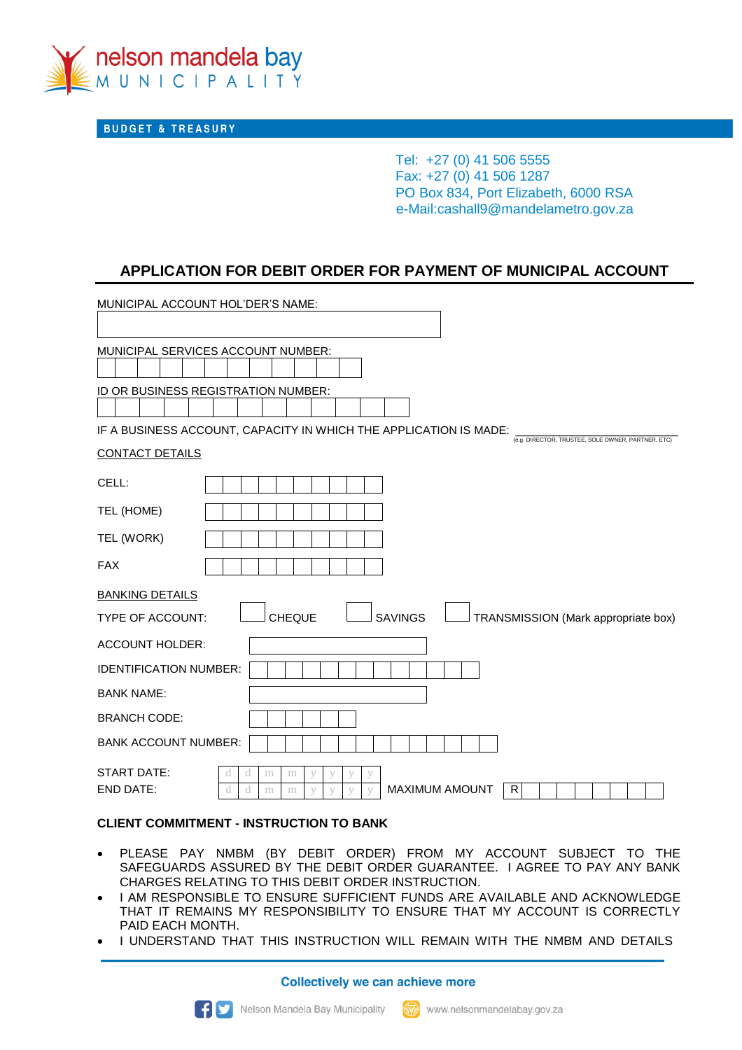nelson mandela bay
MUNICIPALITY

**BUDGET & TREASURY**

Tel: +27 (0) 41 506 5555
Fax: +27 (0) 41 506 1287
PO Box 834, Port Elizabeth, 6000 RSA
e-Mail:cashall9@mandelametro.gov.za

## APPLICATION FOR DEBIT ORDER FOR PAYMENT OF MUNICIPAL ACCOUNT

MUNICIPAL ACCOUNT HOL'DER'S NAME: ______________________

MUNICIPAL SERVICES ACCOUNT NUMBER: ______________________

ID OR BUSINESS REGISTRATION NUMBER: ______________________

IF A BUSINESS ACCOUNT, CAPACITY IN WHICH THE APPLICATION IS MADE: ______________________
(e.g. DIRECTOR, TRUSTEE, SOLE OWNER, PARTNER, ETC)

CONTACT DETAILS

CELL: ______________________

TEL (HOME): ______________________

TEL (WORK): ______________________

FAX ______________________

BANKING DETAILS

TYPE OF ACCOUNT: ☐ CHEQUE ☐ SAVINGS ☐ TRANSMISSION (Mark appropriate box)

ACCOUNT HOLDER: ______________________

IDENTIFICATION NUMBER: ______________________

BANK NAME: ______________________

BRANCH CODE: ______________________

BANK ACCOUNT NUMBER: ______________________

START DATE: d d m m y y y y

END DATE: d d m m y y y y MAXIMUM AMOUNT R ______________________

**CLIENT COMMITMENT - INSTRUCTION TO BANK**

- PLEASE PAY NMBM (BY DEBIT ORDER) FROM MY ACCOUNT SUBJECT TO THE SAFEGUARDS ASSURED BY THE DEBIT ORDER GUARANTEE. I AGREE TO PAY ANY BANK CHARGES RELATING TO THIS DEBIT ORDER INSTRUCTION.
- I AM RESPONSIBLE TO ENSURE SUFFICIENT FUNDS ARE AVAILABLE AND ACKNOWLEDGE THAT IT REMAINS MY RESPONSIBILITY TO ENSURE THAT MY ACCOUNT IS CORRECTLY PAID EACH MONTH.
- I UNDERSTAND THAT THIS INSTRUCTION WILL REMAIN WITH THE NMBM AND DETAILS

**Collectively we can achieve more**

Nelson Mandela Bay Municipality www.nelsonmandelabay.gov.za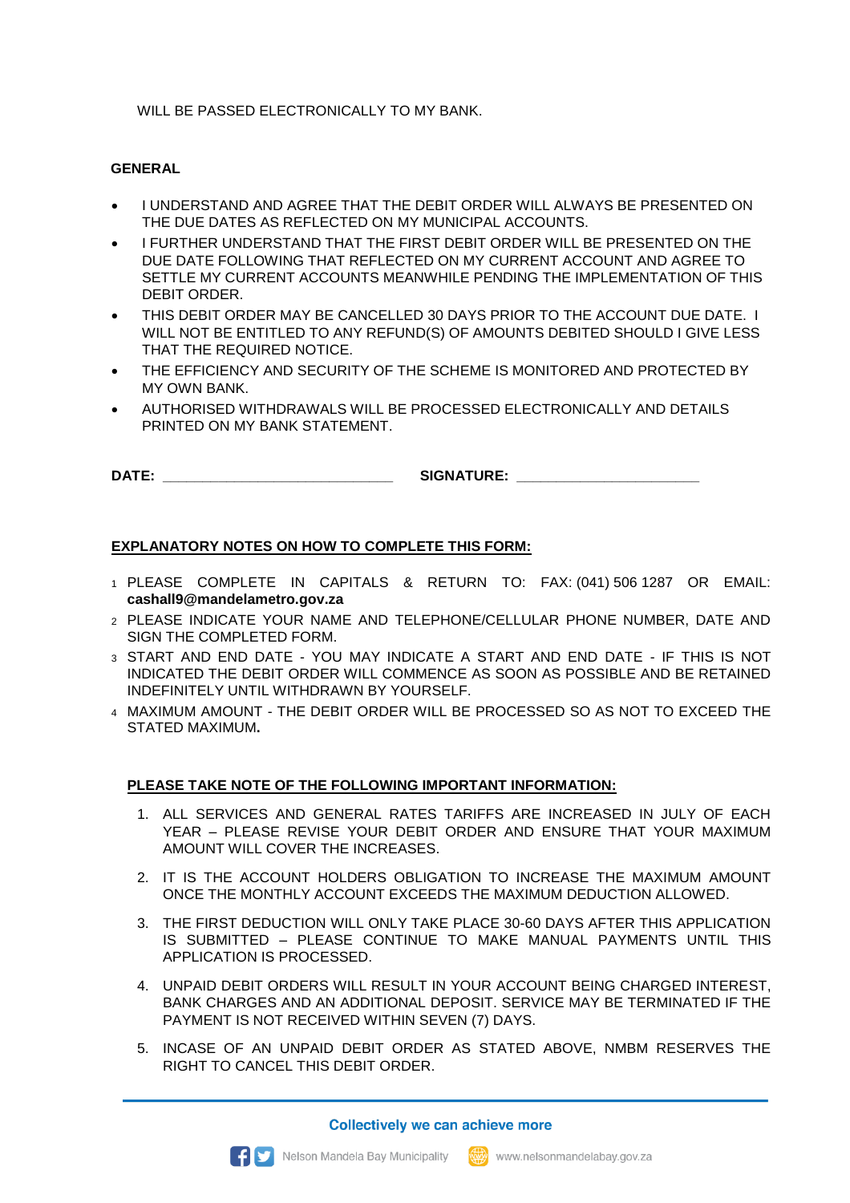WILL BE PASSED ELECTRONICALLY TO MY BANK.

**GENERAL**

- I UNDERSTAND AND AGREE THAT THE DEBIT ORDER WILL ALWAYS BE PRESENTED ON THE DUE DATES AS REFLECTED ON MY MUNICIPAL ACCOUNTS.
- I FURTHER UNDERSTAND THAT THE FIRST DEBIT ORDER WILL BE PRESENTED ON THE DUE DATE FOLLOWING THAT REFLECTED ON MY CURRENT ACCOUNT AND AGREE TO SETTLE MY CURRENT ACCOUNTS MEANWHILE PENDING THE IMPLEMENTATION OF THIS DEBIT ORDER.
- THIS DEBIT ORDER MAY BE CANCELLED 30 DAYS PRIOR TO THE ACCOUNT DUE DATE. I WILL NOT BE ENTITLED TO ANY REFUND(S) OF AMOUNTS DEBITED SHOULD I GIVE LESS THAT THE REQUIRED NOTICE.
- THE EFFICIENCY AND SECURITY OF THE SCHEME IS MONITORED AND PROTECTED BY MY OWN BANK.
- AUTHORISED WITHDRAWALS WILL BE PROCESSED ELECTRONICALLY AND DETAILS PRINTED ON MY BANK STATEMENT.

**DATE:** ______________________________ **SIGNATURE:** ________________________

**EXPLANATORY NOTES ON HOW TO COMPLETE THIS FORM:**

1. PLEASE COMPLETE IN CAPITALS & RETURN TO: FAX: (041) 506 1287 OR EMAIL: **cashall9@mandelametro.gov.za**
2. PLEASE INDICATE YOUR NAME AND TELEPHONE/CELLULAR PHONE NUMBER, DATE AND SIGN THE COMPLETED FORM.
3. START AND END DATE - YOU MAY INDICATE A START AND END DATE - IF THIS IS NOT INDICATED THE DEBIT ORDER WILL COMMENCE AS SOON AS POSSIBLE AND BE RETAINED INDEFINITELY UNTIL WITHDRAWN BY YOURSELF.
4. MAXIMUM AMOUNT - THE DEBIT ORDER WILL BE PROCESSED SO AS NOT TO EXCEED THE STATED MAXIMUM**.**

**PLEASE TAKE NOTE OF THE FOLLOWING IMPORTANT INFORMATION:**

1. ALL SERVICES AND GENERAL RATES TARIFFS ARE INCREASED IN JULY OF EACH YEAR – PLEASE REVISE YOUR DEBIT ORDER AND ENSURE THAT YOUR MAXIMUM AMOUNT WILL COVER THE INCREASES.
2. IT IS THE ACCOUNT HOLDERS OBLIGATION TO INCREASE THE MAXIMUM AMOUNT ONCE THE MONTHLY ACCOUNT EXCEEDS THE MAXIMUM DEDUCTION ALLOWED.
3. THE FIRST DEDUCTION WILL ONLY TAKE PLACE 30-60 DAYS AFTER THIS APPLICATION IS SUBMITTED – PLEASE CONTINUE TO MAKE MANUAL PAYMENTS UNTIL THIS APPLICATION IS PROCESSED.
4. UNPAID DEBIT ORDERS WILL RESULT IN YOUR ACCOUNT BEING CHARGED INTEREST, BANK CHARGES AND AN ADDITIONAL DEPOSIT. SERVICE MAY BE TERMINATED IF THE PAYMENT IS NOT RECEIVED WITHIN SEVEN (7) DAYS.
5. INCASE OF AN UNPAID DEBIT ORDER AS STATED ABOVE, NMBM RESERVES THE RIGHT TO CANCEL THIS DEBIT ORDER.